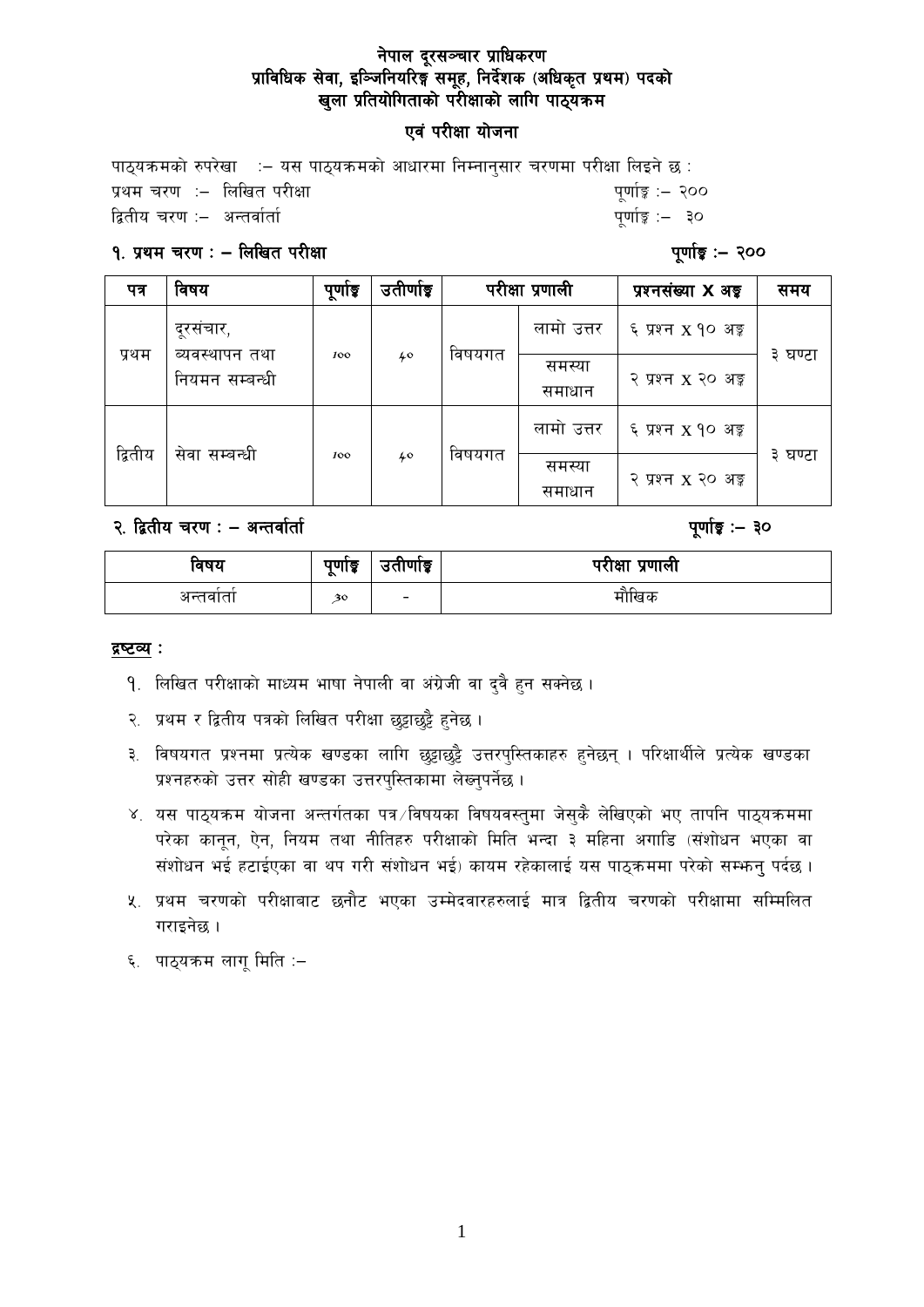# नेपाल दूरसञ्चार प्राधिकरण
## प्राविधिक सेवा, इन्जिनियरिङ्ग समूह, निर्देशक (अधिकृत प्रथम) पदको खुला प्रतियोगिताको परीक्षाको लागि पाठ्यक्रम

### एवं परीक्षा योजना

पाठ्यक्रमको रुपरेखा :– यस पाठ्यक्रमको आधारमा निम्नानुसार चरणमा परीक्षा लिइने छ :

प्रथम चरण :– लिखित परीक्षा पूर्णाङ्क :– २००

द्वितीय चरण :– अन्तर्वार्ता पूर्णाङ्क :– ३०

### १. प्रथम चरण : – लिखित परीक्षा पूर्णाङ्क :– २००

| पत्र | विषय | पूर्णाङ्क | उतीर्णाङ्क | परीक्षा प्रणाली | | प्रश्नसंख्या X अङ्क | समय |
|---|---|---|---|---|---|---|---|
| प्रथम | दूरसंचार, व्यवस्थापन तथा नियमन सम्बन्धी | १०० | ४० | विषयगत | लामो उत्तर | ६ प्रश्न X १० अङ्क | ३ घण्टा |
| | | | | | समस्या समाधान | २ प्रश्न X २० अङ्क | |
| द्वितीय | सेवा सम्बन्धी | १०० | ४० | विषयगत | लामो उत्तर | ६ प्रश्न X १० अङ्क | ३ घण्टा |
| | | | | | समस्या समाधान | २ प्रश्न X २० अङ्क | |

### २. द्वितीय चरण : – अन्तर्वार्ता पूर्णाङ्क :– ३०

| विषय | पूर्णाङ्क | उतीर्णाङ्क | परीक्षा प्रणाली |
|---|---|---|---|
| अन्तर्वार्ता | ३० | - | मौखिक |

**द्रष्टव्य :**

१. लिखित परीक्षाको माध्यम भाषा नेपाली वा अंग्रेजी वा दुवै हुन सक्नेछ ।

२. प्रथम र द्वितीय पत्रको लिखित परीक्षा छुट्टाछुट्टै हुनेछ ।

३. विषयगत प्रश्नमा प्रत्येक खण्डका लागि छुट्टाछुट्टै उत्तरपुस्तिकाहरु हुनेछन् । परिक्षार्थीले प्रत्येक खण्डका प्रश्नहरुको उत्तर सोही खण्डका उत्तरपुस्तिकामा लेख्नुपर्नेछ ।

४. यस पाठ्यक्रम योजना अन्तर्गतका पत्र/विषयका विषयवस्तुमा जेसुकै लेखिएको भए तापनि पाठ्यक्रममा परेका कानून, ऐन, नियम तथा नीतिहरु परीक्षाको मिति भन्दा ३ महिना अगाडि (संशोधन भएका वा संशोधन भई हटाईएका वा थप गरी संशोधन भई) कायम रहेकालाई यस पाठ्क्रममा परेको सम्झनु पर्दछ ।

५. प्रथम चरणको परीक्षाबाट छनौट भएका उम्मेदवारहरुलाई मात्र द्वितीय चरणको परीक्षामा सम्मिलित गराइनेछ ।

६. पाठ्यक्रम लागू मिति :–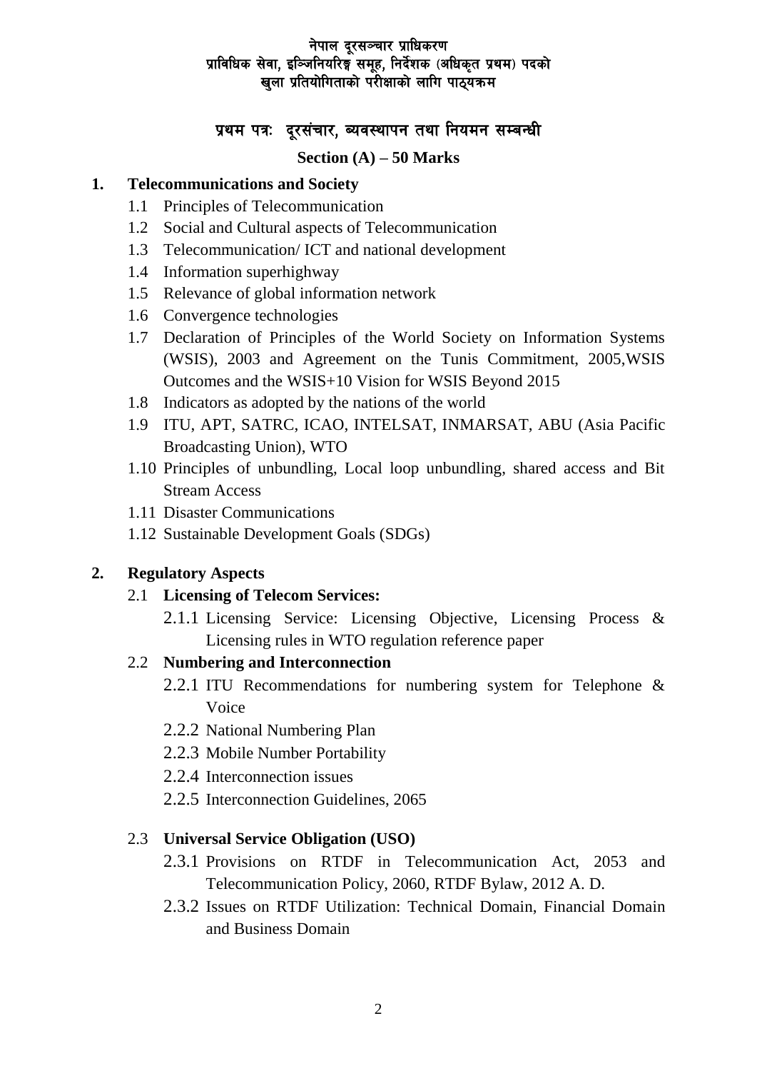नेपाल दूरसञ्चार प्राधिकरण
प्राविधिक सेवा, इञ्जिनियरिङ्ग समूह, निर्देशक (अधिकृत प्रथम) पदको
खुला प्रतियोगिताको परीक्षाको लागि पाठ्यक्रम

## प्रथम पत्रः दूरसंचार, व्यवस्थापन तथा नियमन सम्बन्धी

### Section (A) – 50 Marks

**1. Telecommunications and Society**

- 1.1 Principles of Telecommunication
- 1.2 Social and Cultural aspects of Telecommunication
- 1.3 Telecommunication/ ICT and national development
- 1.4 Information superhighway
- 1.5 Relevance of global information network
- 1.6 Convergence technologies
- 1.7 Declaration of Principles of the World Society on Information Systems (WSIS), 2003 and Agreement on the Tunis Commitment, 2005,WSIS Outcomes and the WSIS+10 Vision for WSIS Beyond 2015
- 1.8 Indicators as adopted by the nations of the world
- 1.9 ITU, APT, SATRC, ICAO, INTELSAT, INMARSAT, ABU (Asia Pacific Broadcasting Union), WTO
- 1.10 Principles of unbundling, Local loop unbundling, shared access and Bit Stream Access
- 1.11 Disaster Communications
- 1.12 Sustainable Development Goals (SDGs)

**2. Regulatory Aspects**

- 2.1 **Licensing of Telecom Services:**
  - 2.1.1 Licensing Service: Licensing Objective, Licensing Process & Licensing rules in WTO regulation reference paper
- 2.2 **Numbering and Interconnection**
  - 2.2.1 ITU Recommendations for numbering system for Telephone & Voice
  - 2.2.2 National Numbering Plan
  - 2.2.3 Mobile Number Portability
  - 2.2.4 Interconnection issues
  - 2.2.5 Interconnection Guidelines, 2065
- 2.3 **Universal Service Obligation (USO)**
  - 2.3.1 Provisions on RTDF in Telecommunication Act, 2053 and Telecommunication Policy, 2060, RTDF Bylaw, 2012 A. D.
  - 2.3.2 Issues on RTDF Utilization: Technical Domain, Financial Domain and Business Domain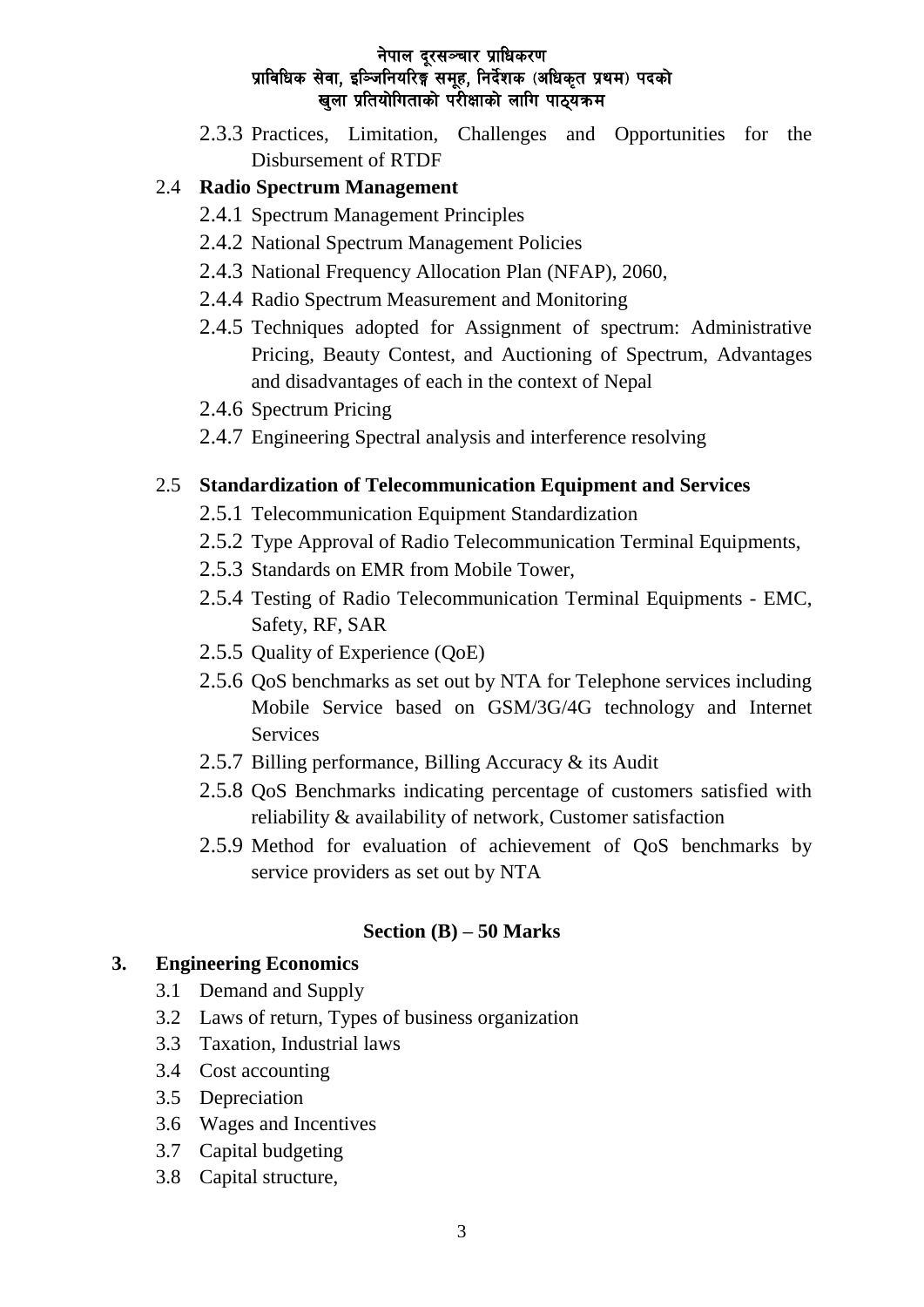2.3.3 Practices, Limitation, Challenges and Opportunities for the Disbursement of RTDF

2.4 **Radio Spectrum Management**

2.4.1 Spectrum Management Principles

2.4.2 National Spectrum Management Policies

2.4.3 National Frequency Allocation Plan (NFAP), 2060,

2.4.4 Radio Spectrum Measurement and Monitoring

2.4.5 Techniques adopted for Assignment of spectrum: Administrative Pricing, Beauty Contest, and Auctioning of Spectrum, Advantages and disadvantages of each in the context of Nepal

2.4.6 Spectrum Pricing

2.4.7 Engineering Spectral analysis and interference resolving

2.5 **Standardization of Telecommunication Equipment and Services**

2.5.1 Telecommunication Equipment Standardization

2.5.2 Type Approval of Radio Telecommunication Terminal Equipments,

2.5.3 Standards on EMR from Mobile Tower,

2.5.4 Testing of Radio Telecommunication Terminal Equipments - EMC, Safety, RF, SAR

2.5.5 Quality of Experience (QoE)

2.5.6 QoS benchmarks as set out by NTA for Telephone services including Mobile Service based on GSM/3G/4G technology and Internet Services

2.5.7 Billing performance, Billing Accuracy & its Audit

2.5.8 QoS Benchmarks indicating percentage of customers satisfied with reliability & availability of network, Customer satisfaction

2.5.9 Method for evaluation of achievement of QoS benchmarks by service providers as set out by NTA

**Section (B) – 50 Marks**

**3. Engineering Economics**

3.1 Demand and Supply

3.2 Laws of return, Types of business organization

3.3 Taxation, Industrial laws

3.4 Cost accounting

3.5 Depreciation

3.6 Wages and Incentives

3.7 Capital budgeting

3.8 Capital structure,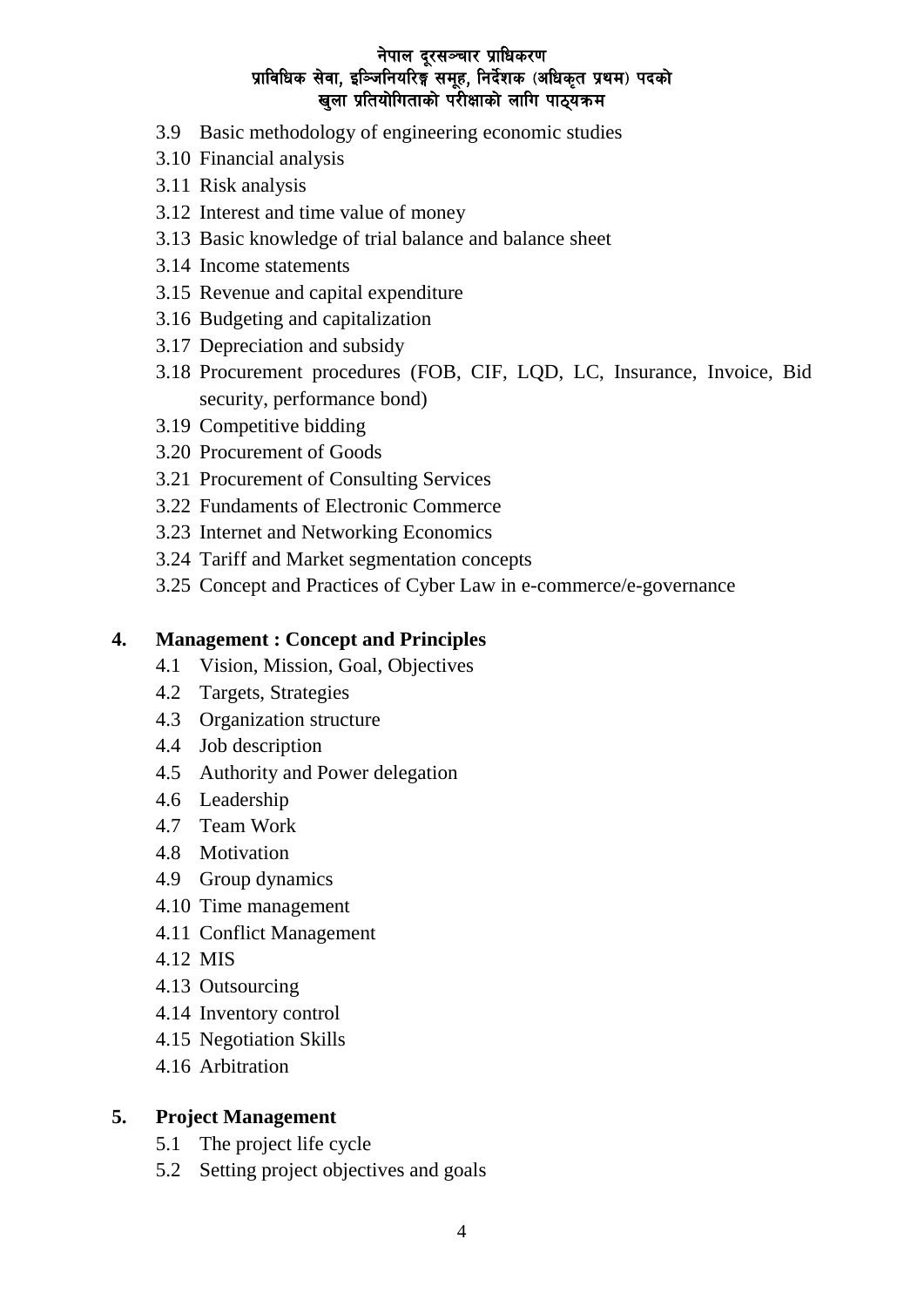3.9 Basic methodology of engineering economic studies
3.10 Financial analysis
3.11 Risk analysis
3.12 Interest and time value of money
3.13 Basic knowledge of trial balance and balance sheet
3.14 Income statements
3.15 Revenue and capital expenditure
3.16 Budgeting and capitalization
3.17 Depreciation and subsidy
3.18 Procurement procedures (FOB, CIF, LQD, LC, Insurance, Invoice, Bid security, performance bond)
3.19 Competitive bidding
3.20 Procurement of Goods
3.21 Procurement of Consulting Services
3.22 Fundaments of Electronic Commerce
3.23 Internet and Networking Economics
3.24 Tariff and Market segmentation concepts
3.25 Concept and Practices of Cyber Law in e-commerce/e-governance

**4. Management : Concept and Principles**

4.1 Vision, Mission, Goal, Objectives
4.2 Targets, Strategies
4.3 Organization structure
4.4 Job description
4.5 Authority and Power delegation
4.6 Leadership
4.7 Team Work
4.8 Motivation
4.9 Group dynamics
4.10 Time management
4.11 Conflict Management
4.12 MIS
4.13 Outsourcing
4.14 Inventory control
4.15 Negotiation Skills
4.16 Arbitration

**5. Project Management**

5.1 The project life cycle
5.2 Setting project objectives and goals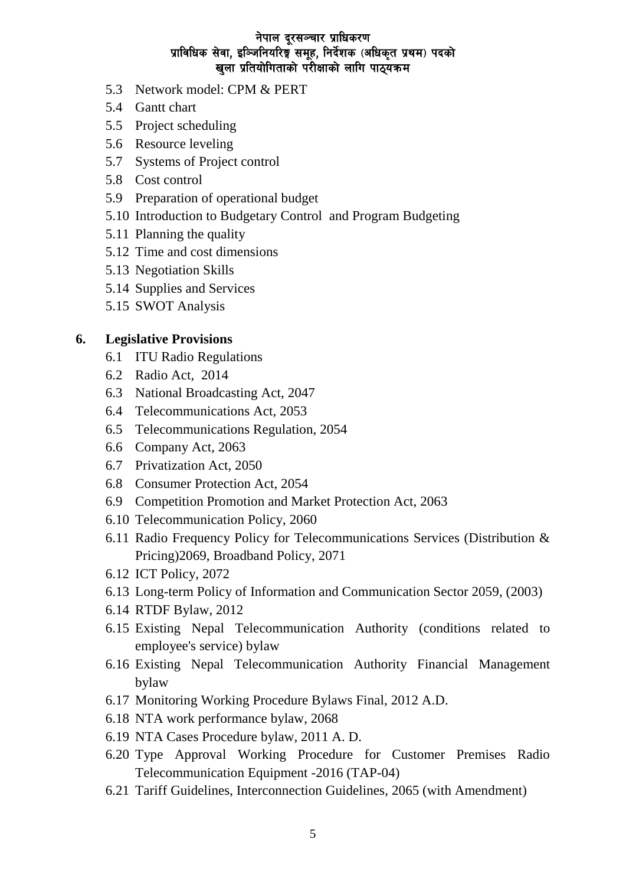5.3 Network model: CPM & PERT
5.4 Gantt chart
5.5 Project scheduling
5.6 Resource leveling
5.7 Systems of Project control
5.8 Cost control
5.9 Preparation of operational budget
5.10 Introduction to Budgetary Control and Program Budgeting
5.11 Planning the quality
5.12 Time and cost dimensions
5.13 Negotiation Skills
5.14 Supplies and Services
5.15 SWOT Analysis

**6. Legislative Provisions**

6.1 ITU Radio Regulations
6.2 Radio Act, 2014
6.3 National Broadcasting Act, 2047
6.4 Telecommunications Act, 2053
6.5 Telecommunications Regulation, 2054
6.6 Company Act, 2063
6.7 Privatization Act, 2050
6.8 Consumer Protection Act, 2054
6.9 Competition Promotion and Market Protection Act, 2063
6.10 Telecommunication Policy, 2060
6.11 Radio Frequency Policy for Telecommunications Services (Distribution & Pricing)2069, Broadband Policy, 2071
6.12 ICT Policy, 2072
6.13 Long-term Policy of Information and Communication Sector 2059, (2003)
6.14 RTDF Bylaw, 2012
6.15 Existing Nepal Telecommunication Authority (conditions related to employee's service) bylaw
6.16 Existing Nepal Telecommunication Authority Financial Management bylaw
6.17 Monitoring Working Procedure Bylaws Final, 2012 A.D.
6.18 NTA work performance bylaw, 2068
6.19 NTA Cases Procedure bylaw, 2011 A. D.
6.20 Type Approval Working Procedure for Customer Premises Radio Telecommunication Equipment -2016 (TAP-04)
6.21 Tariff Guidelines, Interconnection Guidelines, 2065 (with Amendment)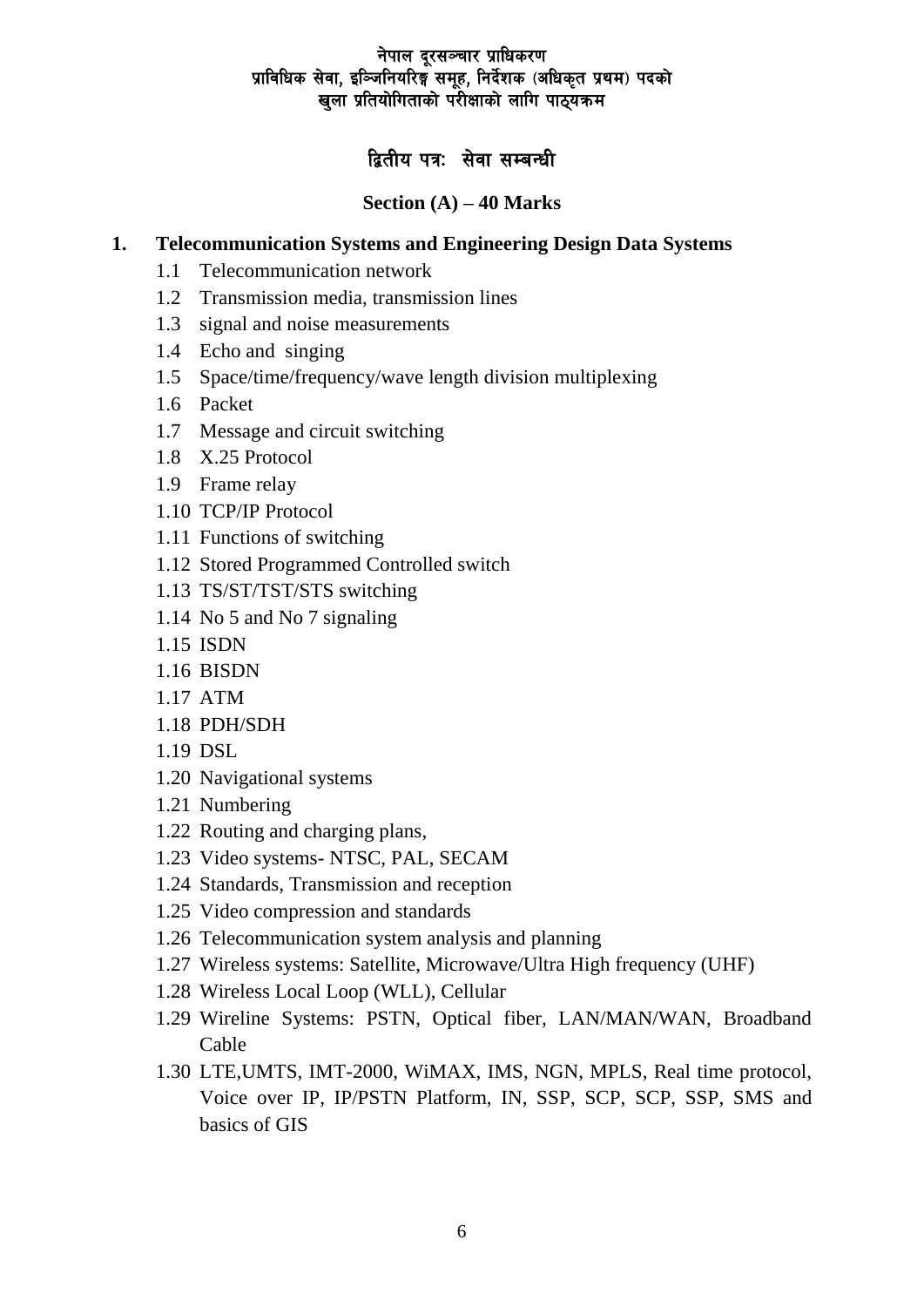नेपाल दूरसञ्चार प्राधिकरण
प्राविधिक सेवा, इञ्जिनियरिङ्ग समूह, निर्देशक (अधिकृत प्रथम) पदको
खुला प्रतियोगिताको परीक्षाको लागि पाठ्यक्रम

## द्वितीय पत्रः सेवा सम्बन्धी

### Section (A) – 40 Marks

**1. Telecommunication Systems and Engineering Design Data Systems**

- 1.1 Telecommunication network
- 1.2 Transmission media, transmission lines
- 1.3 signal and noise measurements
- 1.4 Echo and singing
- 1.5 Space/time/frequency/wave length division multiplexing
- 1.6 Packet
- 1.7 Message and circuit switching
- 1.8 X.25 Protocol
- 1.9 Frame relay
- 1.10 TCP/IP Protocol
- 1.11 Functions of switching
- 1.12 Stored Programmed Controlled switch
- 1.13 TS/ST/TST/STS switching
- 1.14 No 5 and No 7 signaling
- 1.15 ISDN
- 1.16 BISDN
- 1.17 ATM
- 1.18 PDH/SDH
- 1.19 DSL
- 1.20 Navigational systems
- 1.21 Numbering
- 1.22 Routing and charging plans,
- 1.23 Video systems- NTSC, PAL, SECAM
- 1.24 Standards, Transmission and reception
- 1.25 Video compression and standards
- 1.26 Telecommunication system analysis and planning
- 1.27 Wireless systems: Satellite, Microwave/Ultra High frequency (UHF)
- 1.28 Wireless Local Loop (WLL), Cellular
- 1.29 Wireline Systems: PSTN, Optical fiber, LAN/MAN/WAN, Broadband Cable
- 1.30 LTE,UMTS, IMT-2000, WiMAX, IMS, NGN, MPLS, Real time protocol, Voice over IP, IP/PSTN Platform, IN, SSP, SCP, SCP, SSP, SMS and basics of GIS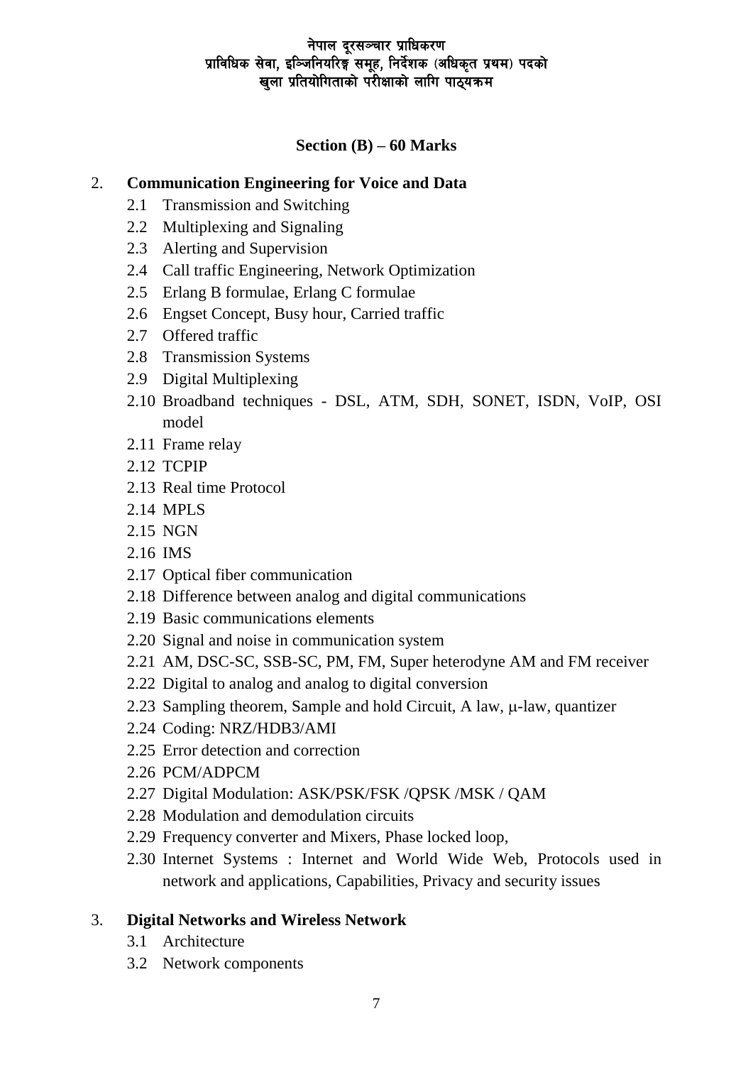## Section (B) – 60 Marks

2. **Communication Engineering for Voice and Data**
   - 2.1 Transmission and Switching
   - 2.2 Multiplexing and Signaling
   - 2.3 Alerting and Supervision
   - 2.4 Call traffic Engineering, Network Optimization
   - 2.5 Erlang B formulae, Erlang C formulae
   - 2.6 Engset Concept, Busy hour, Carried traffic
   - 2.7 Offered traffic
   - 2.8 Transmission Systems
   - 2.9 Digital Multiplexing
   - 2.10 Broadband techniques - DSL, ATM, SDH, SONET, ISDN, VoIP, OSI model
   - 2.11 Frame relay
   - 2.12 TCPIP
   - 2.13 Real time Protocol
   - 2.14 MPLS
   - 2.15 NGN
   - 2.16 IMS
   - 2.17 Optical fiber communication
   - 2.18 Difference between analog and digital communications
   - 2.19 Basic communications elements
   - 2.20 Signal and noise in communication system
   - 2.21 AM, DSC-SC, SSB-SC, PM, FM, Super heterodyne AM and FM receiver
   - 2.22 Digital to analog and analog to digital conversion
   - 2.23 Sampling theorem, Sample and hold Circuit, A law, μ-law, quantizer
   - 2.24 Coding: NRZ/HDB3/AMI
   - 2.25 Error detection and correction
   - 2.26 PCM/ADPCM
   - 2.27 Digital Modulation: ASK/PSK/FSK /QPSK /MSK / QAM
   - 2.28 Modulation and demodulation circuits
   - 2.29 Frequency converter and Mixers, Phase locked loop,
   - 2.30 Internet Systems : Internet and World Wide Web, Protocols used in network and applications, Capabilities, Privacy and security issues

3. **Digital Networks and Wireless Network**
   - 3.1 Architecture
   - 3.2 Network components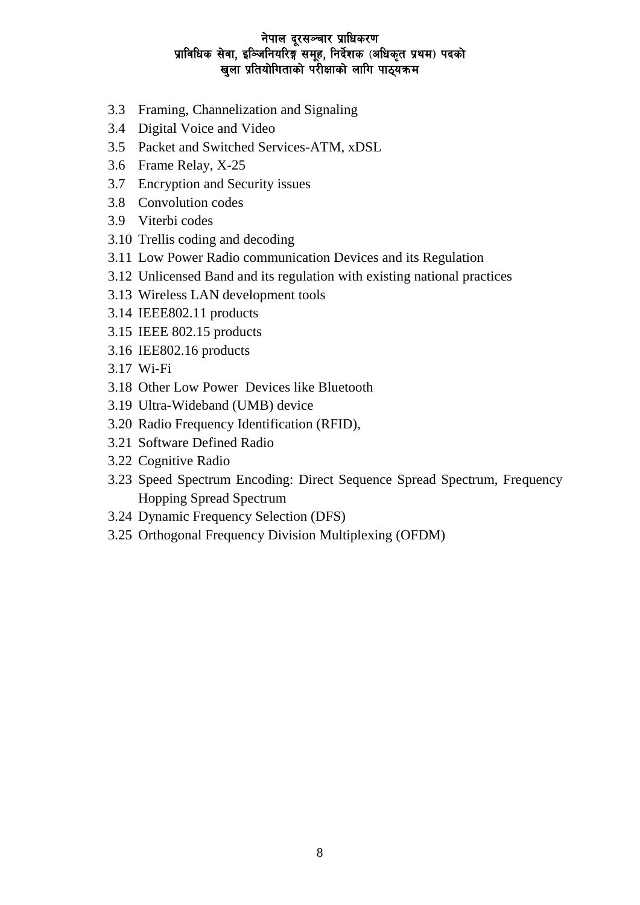3.3 Framing, Channelization and Signaling
3.4 Digital Voice and Video
3.5 Packet and Switched Services-ATM, xDSL
3.6 Frame Relay, X-25
3.7 Encryption and Security issues
3.8 Convolution codes
3.9 Viterbi codes
3.10 Trellis coding and decoding
3.11 Low Power Radio communication Devices and its Regulation
3.12 Unlicensed Band and its regulation with existing national practices
3.13 Wireless LAN development tools
3.14 IEEE802.11 products
3.15 IEEE 802.15 products
3.16 IEE802.16 products
3.17 Wi-Fi
3.18 Other Low Power Devices like Bluetooth
3.19 Ultra-Wideband (UMB) device
3.20 Radio Frequency Identification (RFID),
3.21 Software Defined Radio
3.22 Cognitive Radio
3.23 Speed Spectrum Encoding: Direct Sequence Spread Spectrum, Frequency Hopping Spread Spectrum
3.24 Dynamic Frequency Selection (DFS)
3.25 Orthogonal Frequency Division Multiplexing (OFDM)